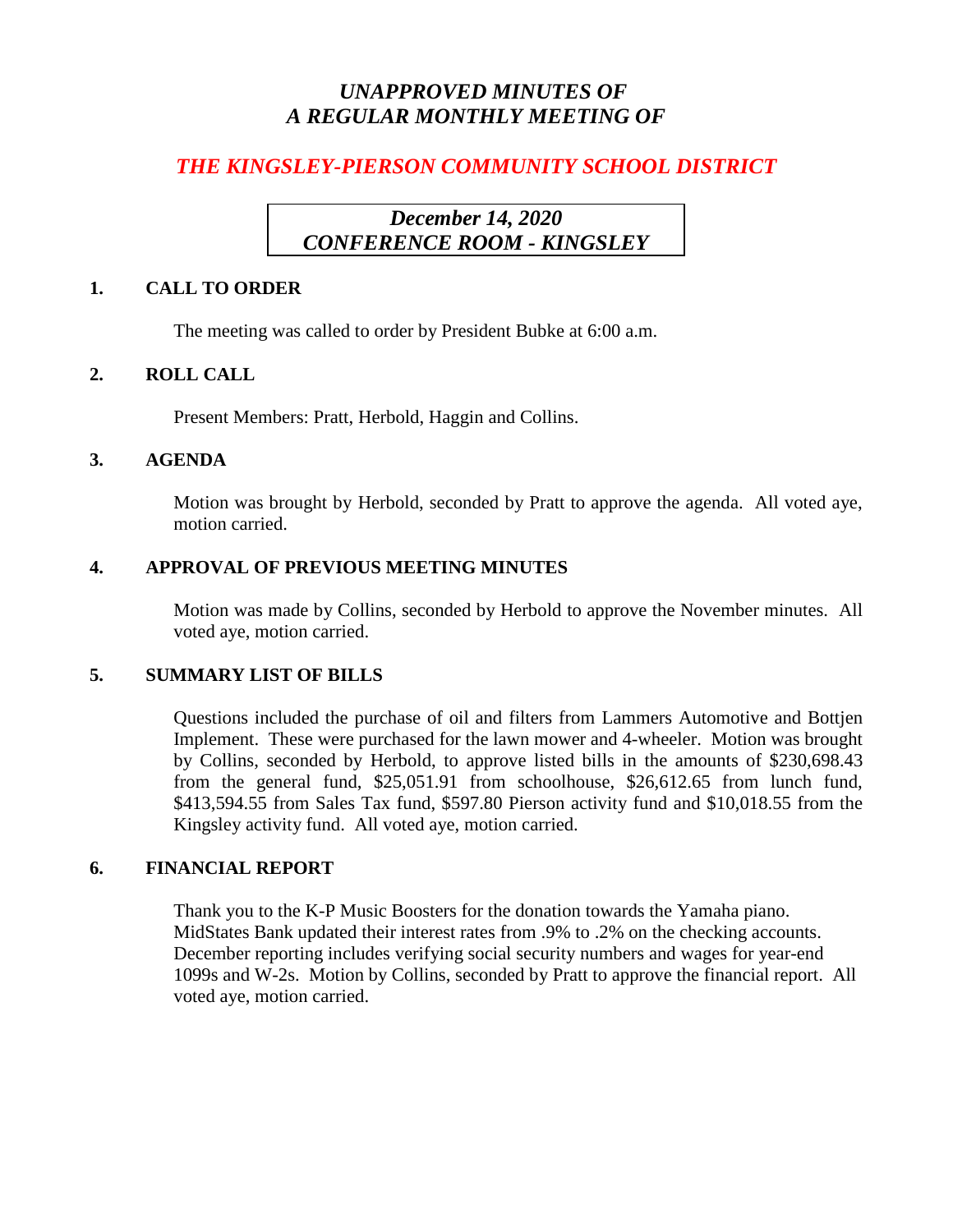# *UNAPPROVED MINUTES OF A REGULAR MONTHLY MEETING OF*

## *THE KINGSLEY-PIERSON COMMUNITY SCHOOL DISTRICT*

***December 14, 2020***
***CONFERENCE ROOM - KINGSLEY***

### 1. CALL TO ORDER

The meeting was called to order by President Bubke at 6:00 a.m.

### 2. ROLL CALL

Present Members: Pratt, Herbold, Haggin and Collins.

### 3. AGENDA

Motion was brought by Herbold, seconded by Pratt to approve the agenda. All voted aye, motion carried.

### 4. APPROVAL OF PREVIOUS MEETING MINUTES

Motion was made by Collins, seconded by Herbold to approve the November minutes. All voted aye, motion carried.

### 5. SUMMARY LIST OF BILLS

Questions included the purchase of oil and filters from Lammers Automotive and Bottjen Implement. These were purchased for the lawn mower and 4-wheeler. Motion was brought by Collins, seconded by Herbold, to approve listed bills in the amounts of $230,698.43 from the general fund, $25,051.91 from schoolhouse, $26,612.65 from lunch fund, $413,594.55 from Sales Tax fund, $597.80 Pierson activity fund and $10,018.55 from the Kingsley activity fund. All voted aye, motion carried.

### 6. FINANCIAL REPORT

Thank you to the K-P Music Boosters for the donation towards the Yamaha piano. MidStates Bank updated their interest rates from .9% to .2% on the checking accounts. December reporting includes verifying social security numbers and wages for year-end 1099s and W-2s. Motion by Collins, seconded by Pratt to approve the financial report. All voted aye, motion carried.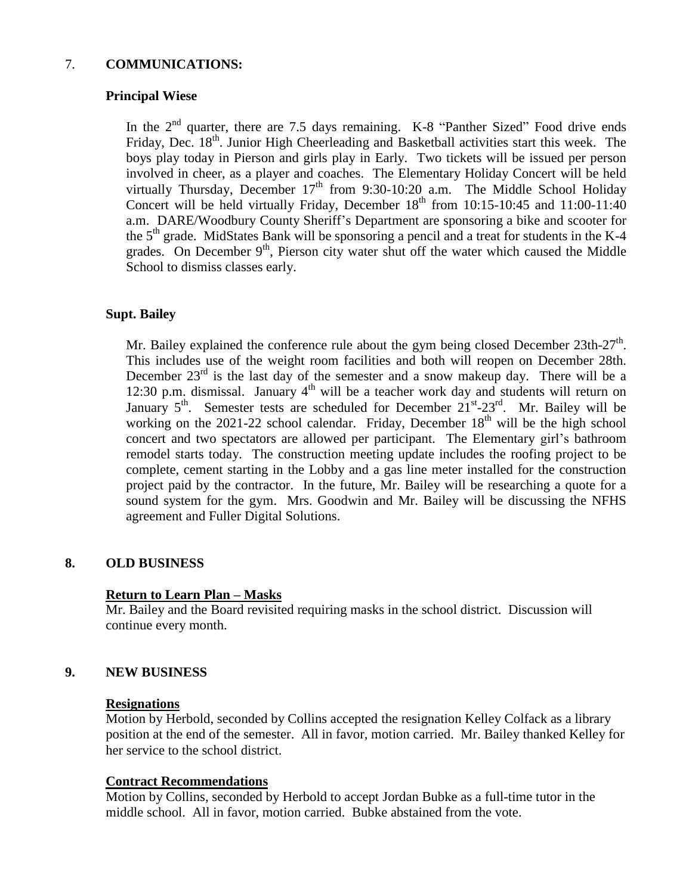## 7. COMMUNICATIONS:

### Principal Wiese

In the 2nd quarter, there are 7.5 days remaining. K-8 "Panther Sized" Food drive ends Friday, Dec. 18th. Junior High Cheerleading and Basketball activities start this week. The boys play today in Pierson and girls play in Early. Two tickets will be issued per person involved in cheer, as a player and coaches. The Elementary Holiday Concert will be held virtually Thursday, December 17th from 9:30-10:20 a.m. The Middle School Holiday Concert will be held virtually Friday, December 18th from 10:15-10:45 and 11:00-11:40 a.m. DARE/Woodbury County Sheriff's Department are sponsoring a bike and scooter for the 5th grade. MidStates Bank will be sponsoring a pencil and a treat for students in the K-4 grades. On December 9th, Pierson city water shut off the water which caused the Middle School to dismiss classes early.

### Supt. Bailey

Mr. Bailey explained the conference rule about the gym being closed December 23th-27th. This includes use of the weight room facilities and both will reopen on December 28th. December 23rd is the last day of the semester and a snow makeup day. There will be a 12:30 p.m. dismissal. January 4th will be a teacher work day and students will return on January 5th. Semester tests are scheduled for December 21st-23rd. Mr. Bailey will be working on the 2021-22 school calendar. Friday, December 18th will be the high school concert and two spectators are allowed per participant. The Elementary girl's bathroom remodel starts today. The construction meeting update includes the roofing project to be complete, cement starting in the Lobby and a gas line meter installed for the construction project paid by the contractor. In the future, Mr. Bailey will be researching a quote for a sound system for the gym. Mrs. Goodwin and Mr. Bailey will be discussing the NFHS agreement and Fuller Digital Solutions.

## 8. OLD BUSINESS

### Return to Learn Plan – Masks

Mr. Bailey and the Board revisited requiring masks in the school district. Discussion will continue every month.

## 9. NEW BUSINESS

### Resignations

Motion by Herbold, seconded by Collins accepted the resignation Kelley Colfack as a library position at the end of the semester. All in favor, motion carried. Mr. Bailey thanked Kelley for her service to the school district.

### Contract Recommendations

Motion by Collins, seconded by Herbold to accept Jordan Bubke as a full-time tutor in the middle school. All in favor, motion carried. Bubke abstained from the vote.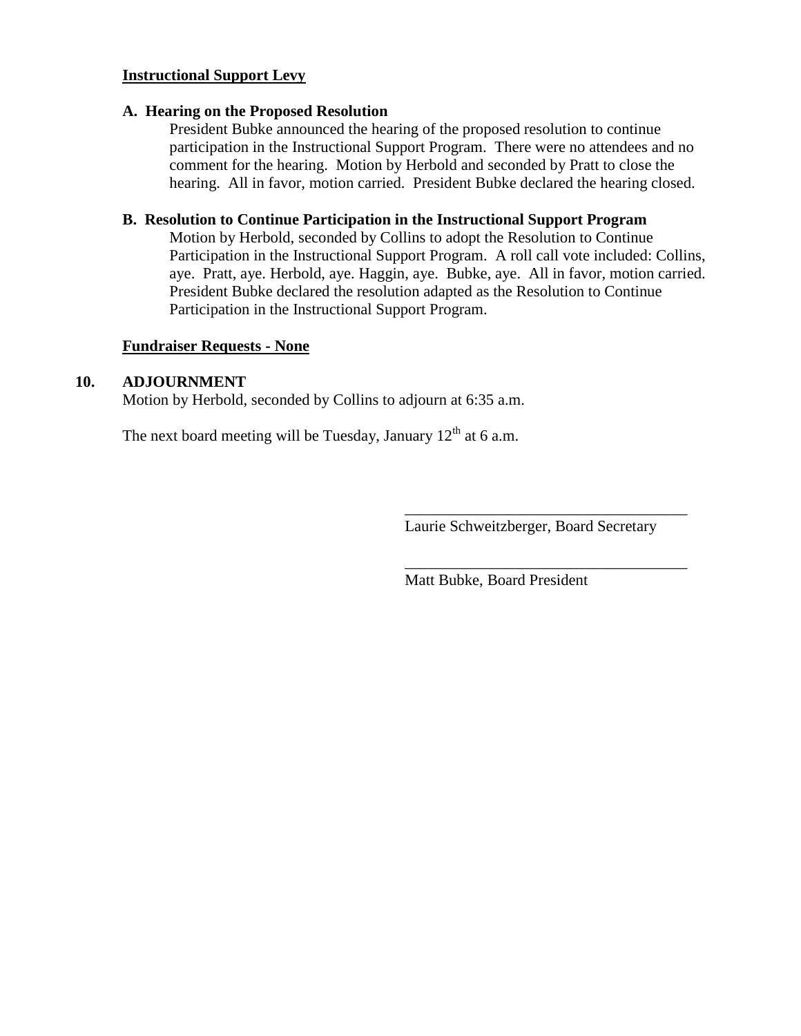**Instructional Support Levy**

**A. Hearing on the Proposed Resolution**

President Bubke announced the hearing of the proposed resolution to continue participation in the Instructional Support Program. There were no attendees and no comment for the hearing. Motion by Herbold and seconded by Pratt to close the hearing. All in favor, motion carried. President Bubke declared the hearing closed.

**B. Resolution to Continue Participation in the Instructional Support Program**

Motion by Herbold, seconded by Collins to adopt the Resolution to Continue Participation in the Instructional Support Program. A roll call vote included: Collins, aye. Pratt, aye. Herbold, aye. Haggin, aye. Bubke, aye. All in favor, motion carried. President Bubke declared the resolution adapted as the Resolution to Continue Participation in the Instructional Support Program.

**Fundraiser Requests - None**

**10. ADJOURNMENT**

Motion by Herbold, seconded by Collins to adjourn at 6:35 a.m.

The next board meeting will be Tuesday, January 12th at 6 a.m.

\_\_\_\_\_\_\_\_\_\_\_\_\_\_\_\_\_\_\_\_\_\_\_\_\_\_\_\_\_\_\_\_\_\_\_\_

Laurie Schweitzberger, Board Secretary

\_\_\_\_\_\_\_\_\_\_\_\_\_\_\_\_\_\_\_\_\_\_\_\_\_\_\_\_\_\_\_\_\_\_\_\_

Matt Bubke, Board President